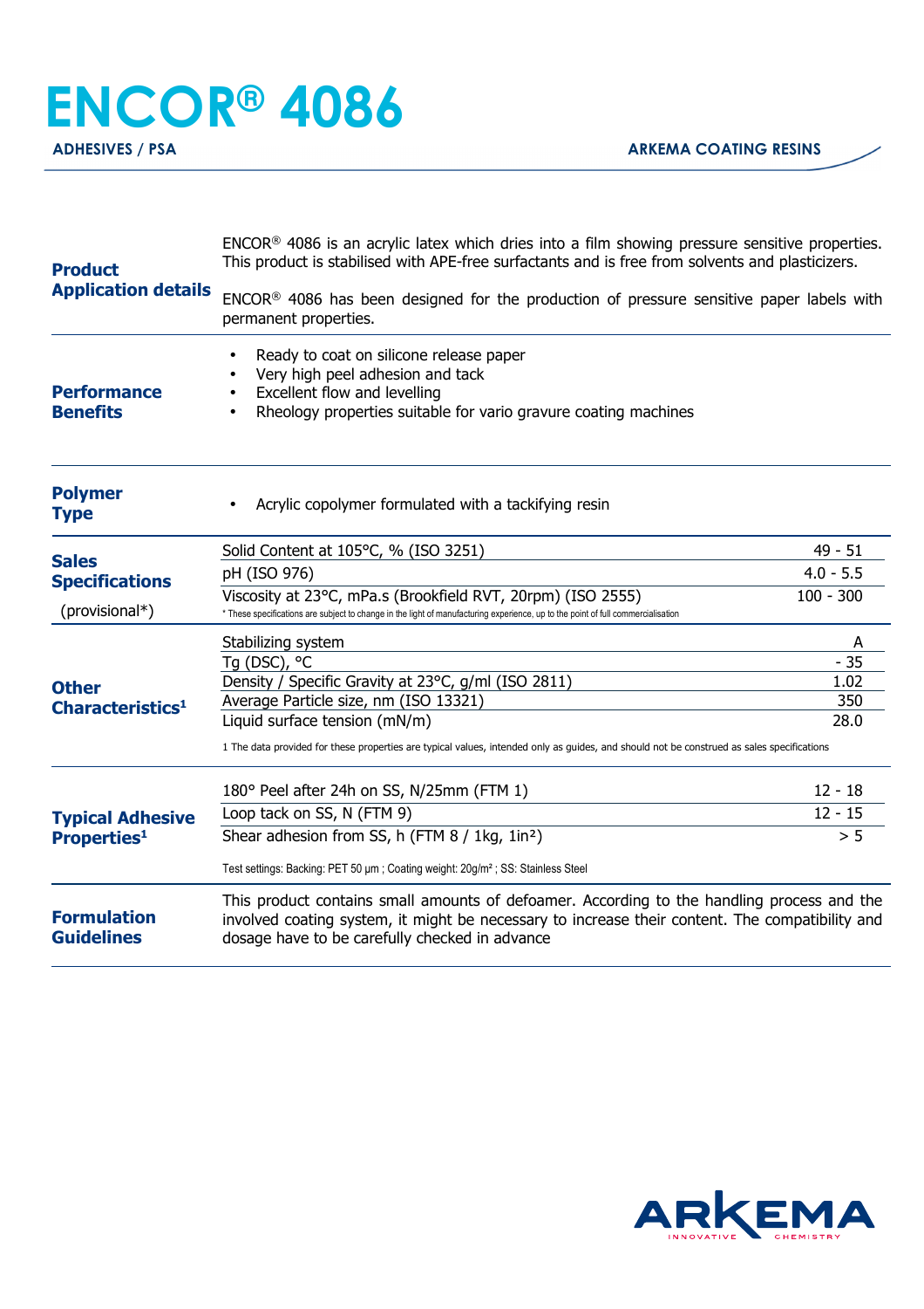# ENCOR® 4086

**ADHESIVES / PSA** — **ARKEMA COATING RESINS**

## Product Application details

ENCOR® 4086 is an acrylic latex which dries into a film showing pressure sensitive properties. This product is stabilised with APE-free surfactants and is free from solvents and plasticizers.

ENCOR® 4086 has been designed for the production of pressure sensitive paper labels with permanent properties.

## Performance Benefits

- Ready to coat on silicone release paper
- Very high peel adhesion and tack
- Excellent flow and levelling
- Rheology properties suitable for vario gravure coating machines

## Polymer Type

- Acrylic copolymer formulated with a tackifying resin

## Sales Specifications (provisional*)

| Property | Value |
|---|---|
| Solid Content at 105°C, % (ISO 3251) | 49 - 51 |
| pH (ISO 976) | 4.0 - 5.5 |
| Viscosity at 23°C, mPa.s (Brookfield RVT, 20rpm) (ISO 2555) | 100 - 300 |

* These specifications are subject to change in the light of manufacturing experience, up to the point of full commercialisation

## Other Characteristics[1]

| Property | Value |
|---|---|
| Stabilizing system | A |
| Tg (DSC), °C | - 35 |
| Density / Specific Gravity at 23°C, g/ml (ISO 2811) | 1.02 |
| Average Particle size, nm (ISO 13321) | 350 |
| Liquid surface tension (mN/m) | 28.0 |

1 The data provided for these properties are typical values, intended only as guides, and should not be construed as sales specifications

## Typical Adhesive Properties[1]

| Property | Value |
|---|---|
| 180° Peel after 24h on SS, N/25mm (FTM 1) | 12 - 18 |
| Loop tack on SS, N (FTM 9) | 12 - 15 |
| Shear adhesion from SS, h (FTM 8 / 1kg, 1in²) | > 5 |

Test settings: Backing: PET 50 µm ; Coating weight: 20g/m² ; SS: Stainless Steel

## Formulation Guidelines

This product contains small amounts of defoamer. According to the handling process and the involved coating system, it might be necessary to increase their content. The compatibility and dosage have to be carefully checked in advance

ARKEMA INNOVATIVE CHEMISTRY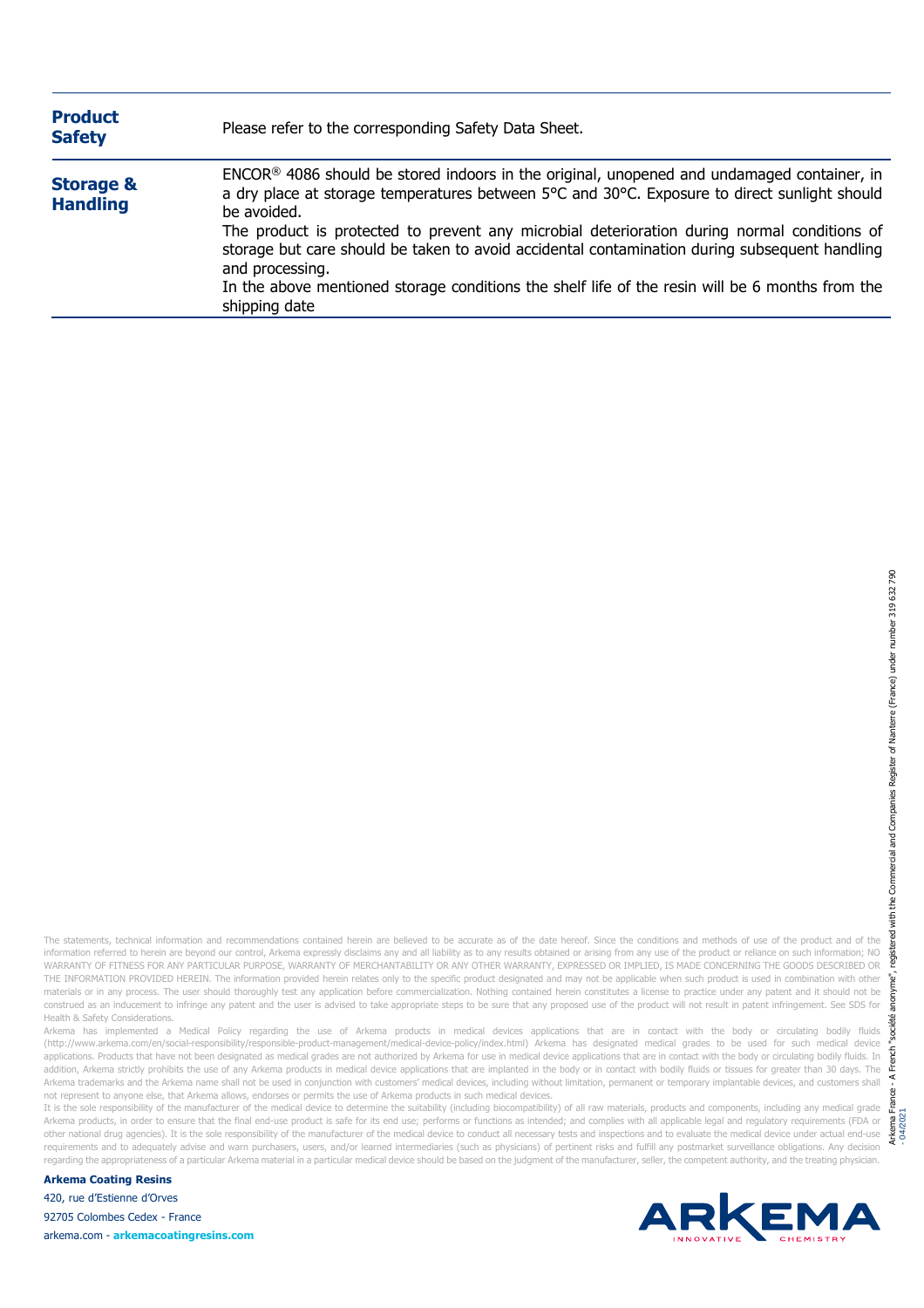| | |
|---|---|
| **Product Safety** | Please refer to the corresponding Safety Data Sheet. |
| **Storage & Handling** | ENCOR® 4086 should be stored indoors in the original, unopened and undamaged container, in a dry place at storage temperatures between 5°C and 30°C. Exposure to direct sunlight should be avoided. The product is protected to prevent any microbial deterioration during normal conditions of storage but care should be taken to avoid accidental contamination during subsequent handling and processing. In the above mentioned storage conditions the shelf life of the resin will be 6 months from the shipping date |

The statements, technical information and recommendations contained herein are believed to be accurate as of the date hereof. Since the conditions and methods of use of the product and of the information referred to herein are beyond our control, Arkema expressly disclaims any and all liability as to any results obtained or arising from any use of the product or reliance on such information; NO WARRANTY OF FITNESS FOR ANY PARTICULAR PURPOSE, WARRANTY OF MERCHANTABILITY OR ANY OTHER WARRANTY, EXPRESSED OR IMPLIED, IS MADE CONCERNING THE GOODS DESCRIBED OR THE INFORMATION PROVIDED HEREIN. The information provided herein relates only to the specific product designated and may not be applicable when such product is used in combination with other materials or in any process. The user should thoroughly test any application before commercialization. Nothing contained herein constitutes a license to practice under any patent and it should not be construed as an inducement to infringe any patent and the user is advised to take appropriate steps to be sure that any proposed use of the product will not result in patent infringement. See SDS for Health & Safety Considerations.

Arkema has implemented a Medical Policy regarding the use of Arkema products in medical devices applications that are in contact with the body or circulating bodily fluids (http://www.arkema.com/en/social-responsibility/responsible-product-management/medical-device-policy/index.html) Arkema has designated medical grades to be used for such medical device applications. Products that have not been designated as medical grades are not authorized by Arkema for use in medical device applications that are in contact with the body or circulating bodily fluids. In addition, Arkema strictly prohibits the use of any Arkema products in medical device applications that are implanted in the body or in contact with bodily fluids or tissues for greater than 30 days. The Arkema trademarks and the Arkema name shall not be used in conjunction with customers' medical devices, including without limitation, permanent or temporary implantable devices, and customers shall not represent to anyone else, that Arkema allows, endorses or permits the use of Arkema products in such medical devices.

It is the sole responsibility of the manufacturer of the medical device to determine the suitability (including biocompatibility) of all raw materials, products and components, including any medical grade Arkema products, in order to ensure that the final end-use product is safe for its end use; performs or functions as intended; and complies with all applicable legal and regulatory requirements (FDA or other national drug agencies). It is the sole responsibility of the manufacturer of the medical device to conduct all necessary tests and inspections and to evaluate the medical device under actual end-use requirements and to adequately advise and warn purchasers, users, and/or learned intermediaries (such as physicians) of pertinent risks and fulfill any postmarket surveillance obligations. Any decision regarding the appropriateness of a particular Arkema material in a particular medical device should be based on the judgment of the manufacturer, seller, the competent authority, and the treating physician.

**Arkema Coating Resins**
420, rue d'Estienne d'Orves
92705 Colombes Cedex - France
arkema.com - **arkemacoatingresins.com**

Arkema France - A French "société anonyme", registered with the Commercial and Companies Register of Nanterre (France) under number 319 632 790 - 04/2021